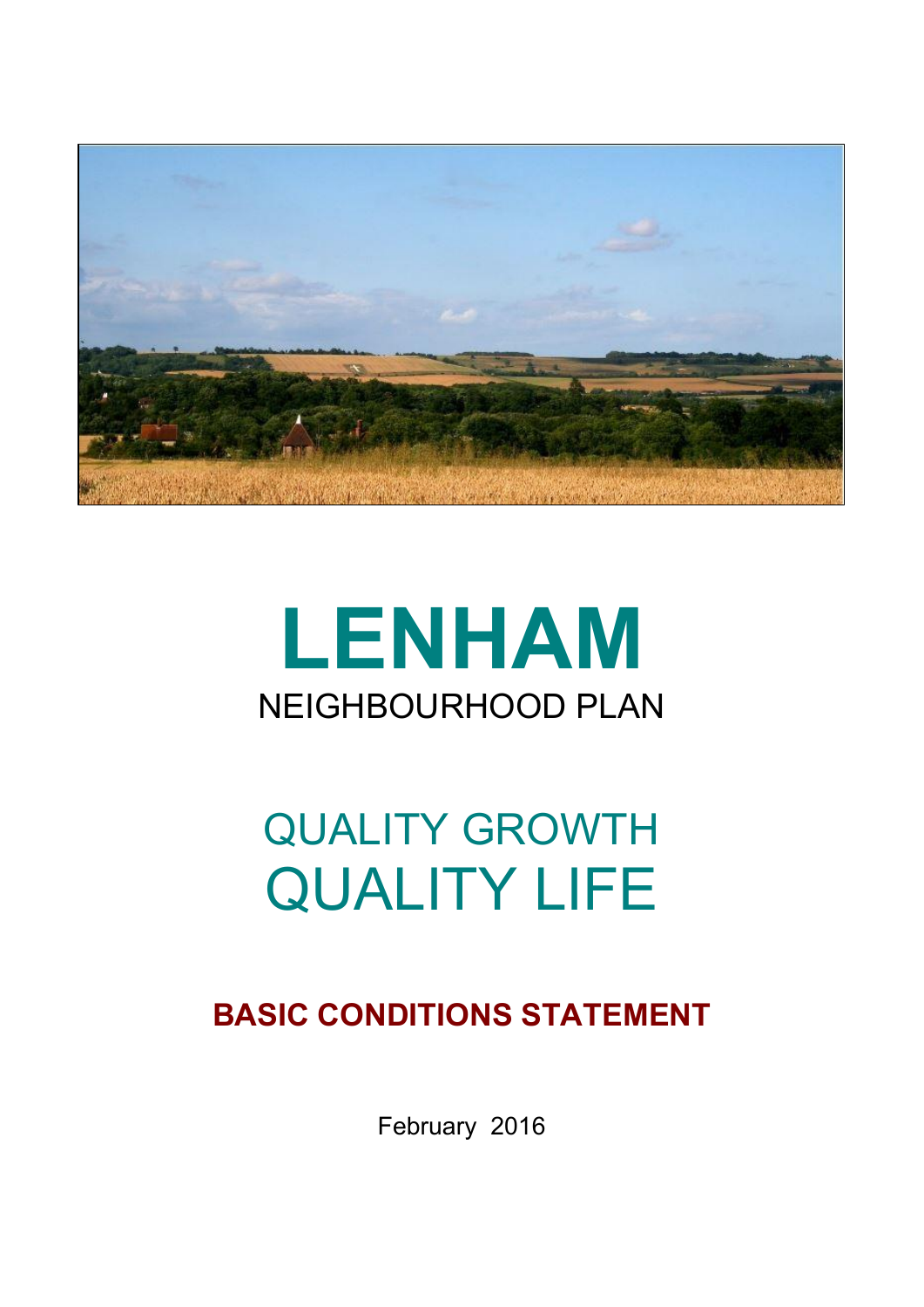# LENHAM

## NEIGHBOURHOOD PLAN

## QUALITY GROWTH QUALITY LIFE

**BASIC CONDITIONS STATEMENT**

February 2016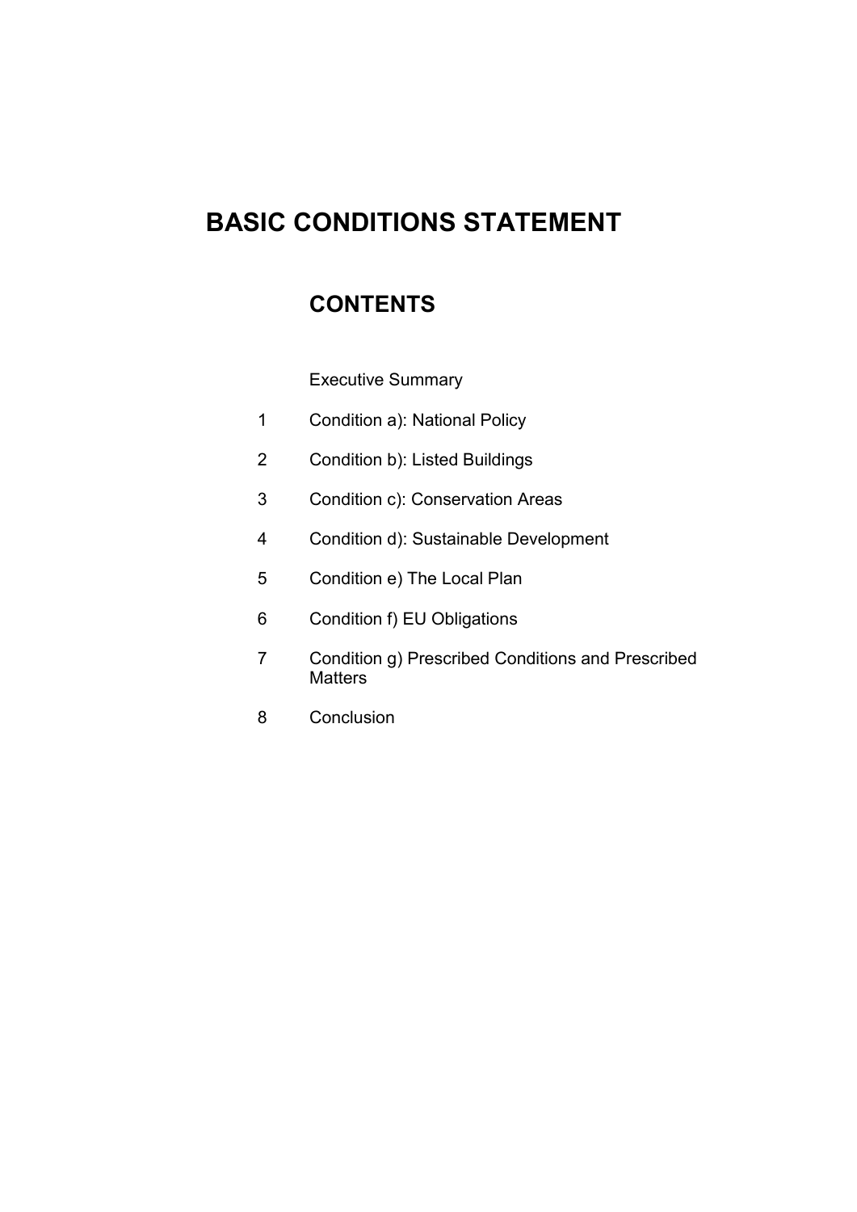# BASIC CONDITIONS STATEMENT

## CONTENTS

Executive Summary

1 Condition a): National Policy

2 Condition b): Listed Buildings

3 Condition c): Conservation Areas

4 Condition d): Sustainable Development

5 Condition e) The Local Plan

6 Condition f) EU Obligations

7 Condition g) Prescribed Conditions and Prescribed Matters

8 Conclusion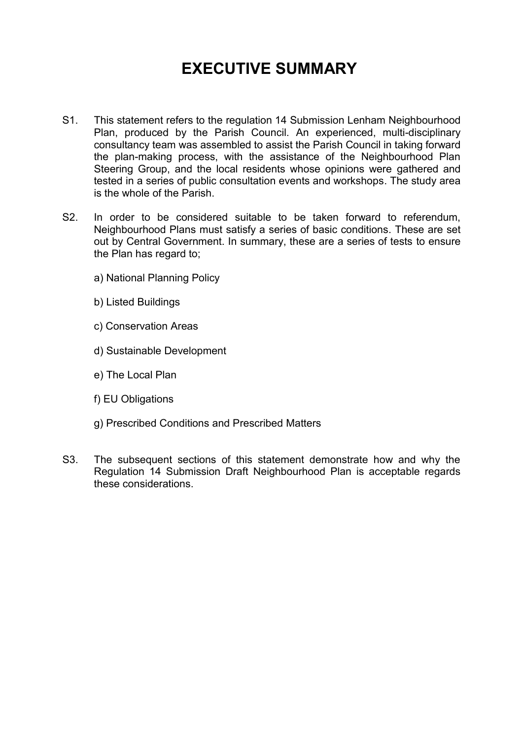# EXECUTIVE SUMMARY

S1. This statement refers to the regulation 14 Submission Lenham Neighbourhood Plan, produced by the Parish Council. An experienced, multi-disciplinary consultancy team was assembled to assist the Parish Council in taking forward the plan-making process, with the assistance of the Neighbourhood Plan Steering Group, and the local residents whose opinions were gathered and tested in a series of public consultation events and workshops. The study area is the whole of the Parish.

S2. In order to be considered suitable to be taken forward to referendum, Neighbourhood Plans must satisfy a series of basic conditions. These are set out by Central Government. In summary, these are a series of tests to ensure the Plan has regard to;

a) National Planning Policy

b) Listed Buildings

c) Conservation Areas

d) Sustainable Development

e) The Local Plan

f) EU Obligations

g) Prescribed Conditions and Prescribed Matters

S3. The subsequent sections of this statement demonstrate how and why the Regulation 14 Submission Draft Neighbourhood Plan is acceptable regards these considerations.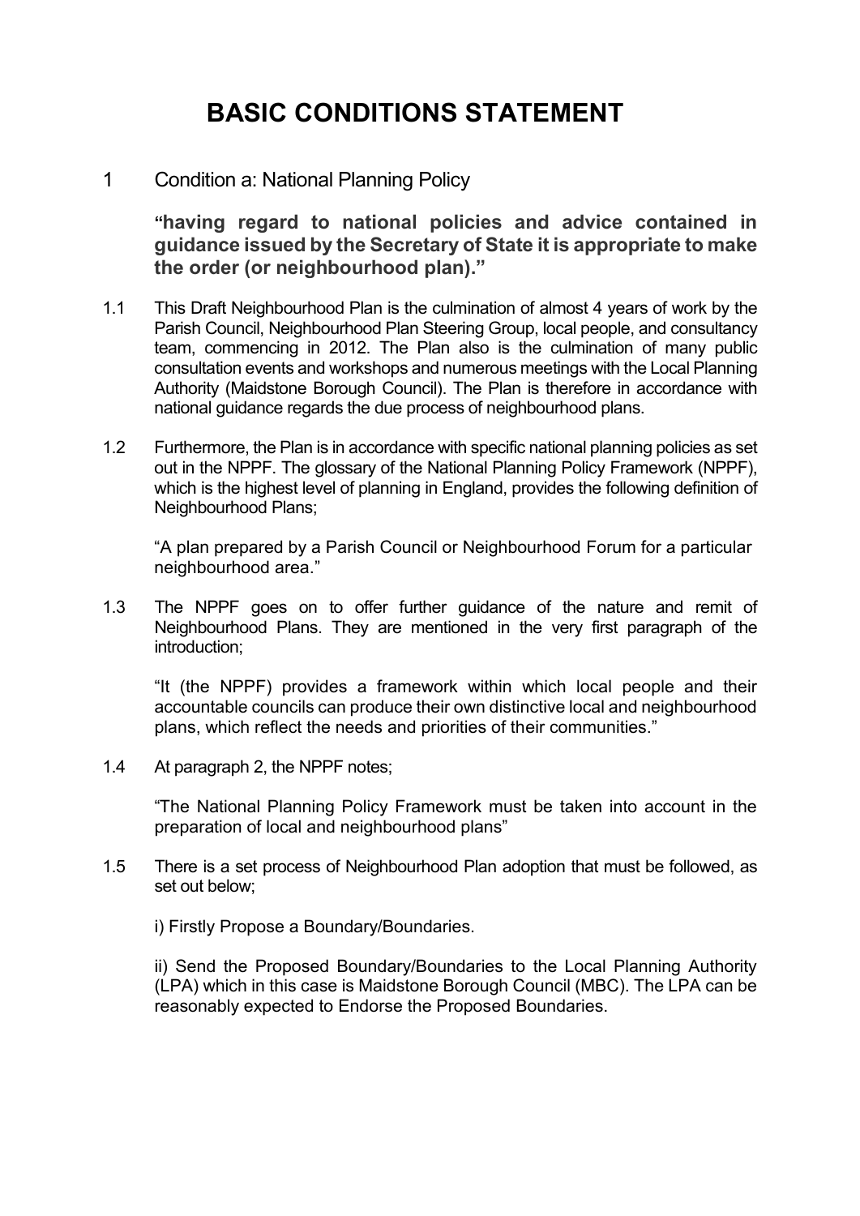# BASIC CONDITIONS STATEMENT

## 1 Condition a: National Planning Policy

**"having regard to national policies and advice contained in guidance issued by the Secretary of State it is appropriate to make the order (or neighbourhood plan)."**

1.1 This Draft Neighbourhood Plan is the culmination of almost 4 years of work by the Parish Council, Neighbourhood Plan Steering Group, local people, and consultancy team, commencing in 2012. The Plan also is the culmination of many public consultation events and workshops and numerous meetings with the Local Planning Authority (Maidstone Borough Council). The Plan is therefore in accordance with national guidance regards the due process of neighbourhood plans.

1.2 Furthermore, the Plan is in accordance with specific national planning policies as set out in the NPPF. The glossary of the National Planning Policy Framework (NPPF), which is the highest level of planning in England, provides the following definition of Neighbourhood Plans;

"A plan prepared by a Parish Council or Neighbourhood Forum for a particular neighbourhood area."

1.3 The NPPF goes on to offer further guidance of the nature and remit of Neighbourhood Plans. They are mentioned in the very first paragraph of the introduction;

"It (the NPPF) provides a framework within which local people and their accountable councils can produce their own distinctive local and neighbourhood plans, which reflect the needs and priorities of their communities."

1.4 At paragraph 2, the NPPF notes;

"The National Planning Policy Framework must be taken into account in the preparation of local and neighbourhood plans"

1.5 There is a set process of Neighbourhood Plan adoption that must be followed, as set out below;

i) Firstly Propose a Boundary/Boundaries.

ii) Send the Proposed Boundary/Boundaries to the Local Planning Authority (LPA) which in this case is Maidstone Borough Council (MBC). The LPA can be reasonably expected to Endorse the Proposed Boundaries.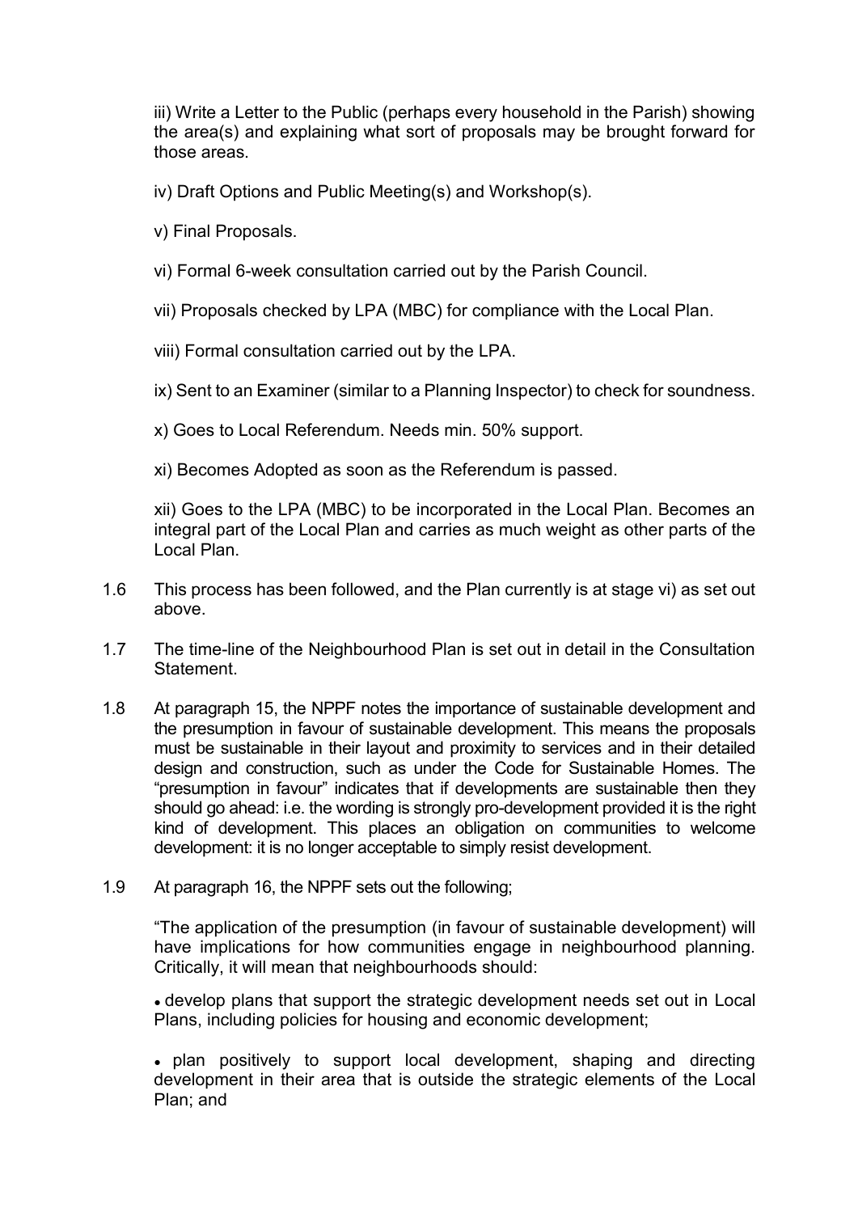iii) Write a Letter to the Public (perhaps every household in the Parish) showing the area(s) and explaining what sort of proposals may be brought forward for those areas.

iv) Draft Options and Public Meeting(s) and Workshop(s).

v) Final Proposals.

vi) Formal 6-week consultation carried out by the Parish Council.

vii) Proposals checked by LPA (MBC) for compliance with the Local Plan.

viii) Formal consultation carried out by the LPA.

ix) Sent to an Examiner (similar to a Planning Inspector) to check for soundness.

x) Goes to Local Referendum. Needs min. 50% support.

xi) Becomes Adopted as soon as the Referendum is passed.

xii) Goes to the LPA (MBC) to be incorporated in the Local Plan. Becomes an integral part of the Local Plan and carries as much weight as other parts of the Local Plan.

1.6 This process has been followed, and the Plan currently is at stage vi) as set out above.

1.7 The time-line of the Neighbourhood Plan is set out in detail in the Consultation Statement.

1.8 At paragraph 15, the NPPF notes the importance of sustainable development and the presumption in favour of sustainable development. This means the proposals must be sustainable in their layout and proximity to services and in their detailed design and construction, such as under the Code for Sustainable Homes. The "presumption in favour" indicates that if developments are sustainable then they should go ahead: i.e. the wording is strongly pro-development provided it is the right kind of development. This places an obligation on communities to welcome development: it is no longer acceptable to simply resist development.

1.9 At paragraph 16, the NPPF sets out the following;

"The application of the presumption (in favour of sustainable development) will have implications for how communities engage in neighbourhood planning. Critically, it will mean that neighbourhoods should:

- develop plans that support the strategic development needs set out in Local Plans, including policies for housing and economic development;

- plan positively to support local development, shaping and directing development in their area that is outside the strategic elements of the Local Plan; and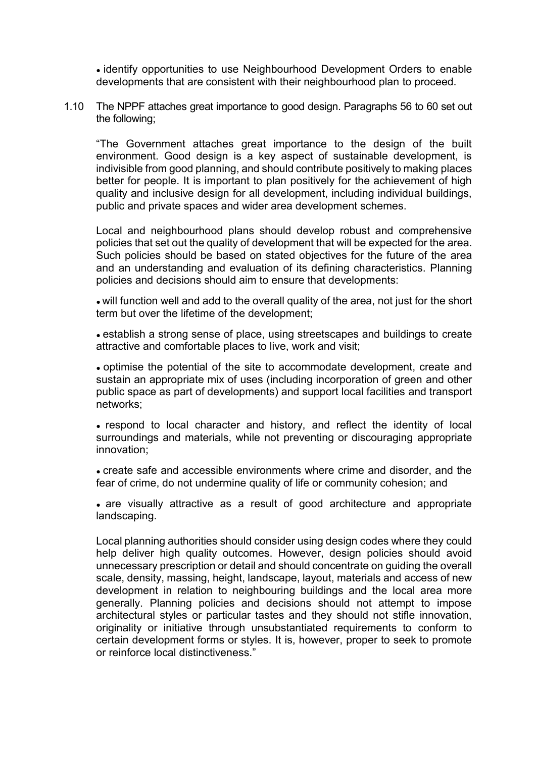- identify opportunities to use Neighbourhood Development Orders to enable developments that are consistent with their neighbourhood plan to proceed.

1.10 The NPPF attaches great importance to good design. Paragraphs 56 to 60 set out the following;

"The Government attaches great importance to the design of the built environment. Good design is a key aspect of sustainable development, is indivisible from good planning, and should contribute positively to making places better for people. It is important to plan positively for the achievement of high quality and inclusive design for all development, including individual buildings, public and private spaces and wider area development schemes.

Local and neighbourhood plans should develop robust and comprehensive policies that set out the quality of development that will be expected for the area. Such policies should be based on stated objectives for the future of the area and an understanding and evaluation of its defining characteristics. Planning policies and decisions should aim to ensure that developments:

- will function well and add to the overall quality of the area, not just for the short term but over the lifetime of the development;
- establish a strong sense of place, using streetscapes and buildings to create attractive and comfortable places to live, work and visit;
- optimise the potential of the site to accommodate development, create and sustain an appropriate mix of uses (including incorporation of green and other public space as part of developments) and support local facilities and transport networks;
- respond to local character and history, and reflect the identity of local surroundings and materials, while not preventing or discouraging appropriate innovation;
- create safe and accessible environments where crime and disorder, and the fear of crime, do not undermine quality of life or community cohesion; and
- are visually attractive as a result of good architecture and appropriate landscaping.

Local planning authorities should consider using design codes where they could help deliver high quality outcomes. However, design policies should avoid unnecessary prescription or detail and should concentrate on guiding the overall scale, density, massing, height, landscape, layout, materials and access of new development in relation to neighbouring buildings and the local area more generally. Planning policies and decisions should not attempt to impose architectural styles or particular tastes and they should not stifle innovation, originality or initiative through unsubstantiated requirements to conform to certain development forms or styles. It is, however, proper to seek to promote or reinforce local distinctiveness."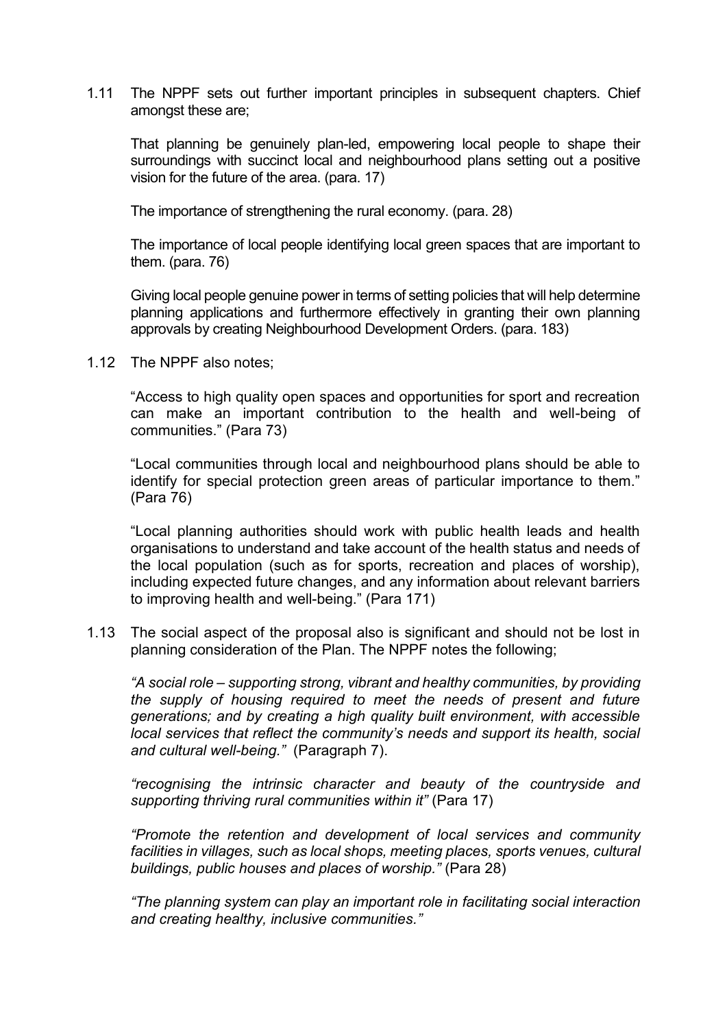1.11 The NPPF sets out further important principles in subsequent chapters. Chief amongst these are;

That planning be genuinely plan-led, empowering local people to shape their surroundings with succinct local and neighbourhood plans setting out a positive vision for the future of the area. (para. 17)

The importance of strengthening the rural economy. (para. 28)

The importance of local people identifying local green spaces that are important to them. (para. 76)

Giving local people genuine power in terms of setting policies that will help determine planning applications and furthermore effectively in granting their own planning approvals by creating Neighbourhood Development Orders. (para. 183)

1.12 The NPPF also notes;

"Access to high quality open spaces and opportunities for sport and recreation can make an important contribution to the health and well-being of communities." (Para 73)

"Local communities through local and neighbourhood plans should be able to identify for special protection green areas of particular importance to them." (Para 76)

"Local planning authorities should work with public health leads and health organisations to understand and take account of the health status and needs of the local population (such as for sports, recreation and places of worship), including expected future changes, and any information about relevant barriers to improving health and well-being." (Para 171)

1.13 The social aspect of the proposal also is significant and should not be lost in planning consideration of the Plan. The NPPF notes the following;

*"A social role – supporting strong, vibrant and healthy communities, by providing the supply of housing required to meet the needs of present and future generations; and by creating a high quality built environment, with accessible local services that reflect the community's needs and support its health, social and cultural well-being."* (Paragraph 7).

*"recognising the intrinsic character and beauty of the countryside and supporting thriving rural communities within it"* (Para 17)

*"Promote the retention and development of local services and community facilities in villages, such as local shops, meeting places, sports venues, cultural buildings, public houses and places of worship."* (Para 28)

*"The planning system can play an important role in facilitating social interaction and creating healthy, inclusive communities."*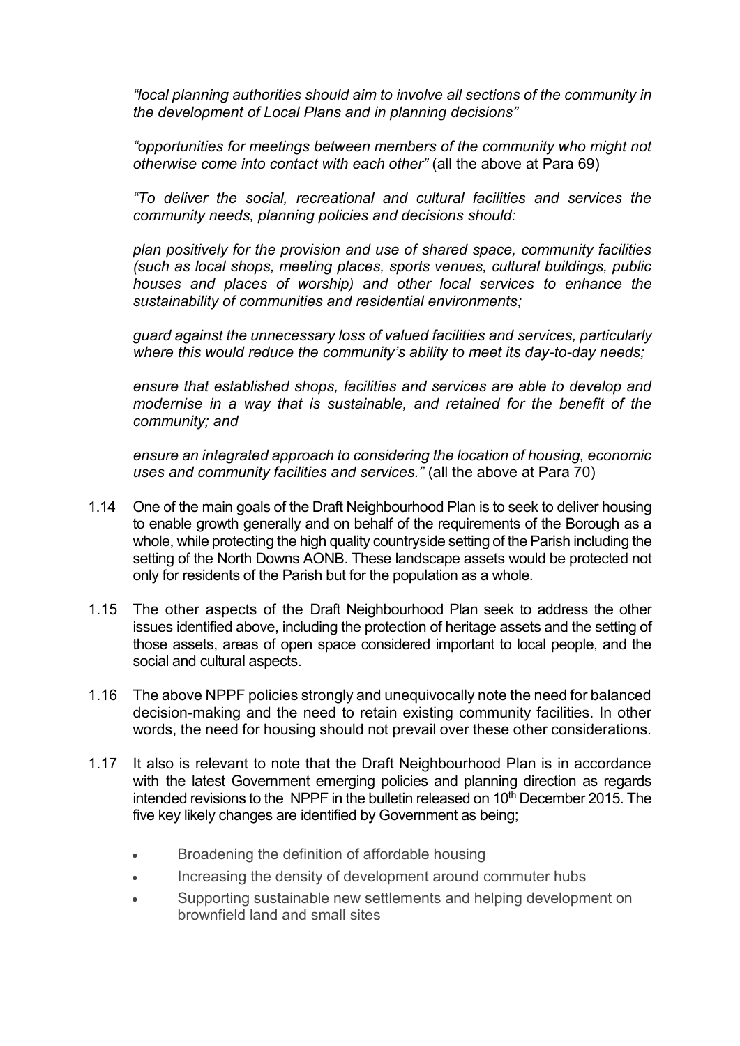*"local planning authorities should aim to involve all sections of the community in the development of Local Plans and in planning decisions"*

*"opportunities for meetings between members of the community who might not otherwise come into contact with each other"* (all the above at Para 69)

*"To deliver the social, recreational and cultural facilities and services the community needs, planning policies and decisions should:*

*plan positively for the provision and use of shared space, community facilities (such as local shops, meeting places, sports venues, cultural buildings, public houses and places of worship) and other local services to enhance the sustainability of communities and residential environments;*

*guard against the unnecessary loss of valued facilities and services, particularly where this would reduce the community's ability to meet its day-to-day needs;*

*ensure that established shops, facilities and services are able to develop and modernise in a way that is sustainable, and retained for the benefit of the community; and*

*ensure an integrated approach to considering the location of housing, economic uses and community facilities and services."* (all the above at Para 70)

1.14 One of the main goals of the Draft Neighbourhood Plan is to seek to deliver housing to enable growth generally and on behalf of the requirements of the Borough as a whole, while protecting the high quality countryside setting of the Parish including the setting of the North Downs AONB. These landscape assets would be protected not only for residents of the Parish but for the population as a whole.

1.15 The other aspects of the Draft Neighbourhood Plan seek to address the other issues identified above, including the protection of heritage assets and the setting of those assets, areas of open space considered important to local people, and the social and cultural aspects.

1.16 The above NPPF policies strongly and unequivocally note the need for balanced decision-making and the need to retain existing community facilities. In other words, the need for housing should not prevail over these other considerations.

1.17 It also is relevant to note that the Draft Neighbourhood Plan is in accordance with the latest Government emerging policies and planning direction as regards intended revisions to the NPPF in the bulletin released on 10th December 2015. The five key likely changes are identified by Government as being;

- Broadening the definition of affordable housing
- Increasing the density of development around commuter hubs
- Supporting sustainable new settlements and helping development on brownfield land and small sites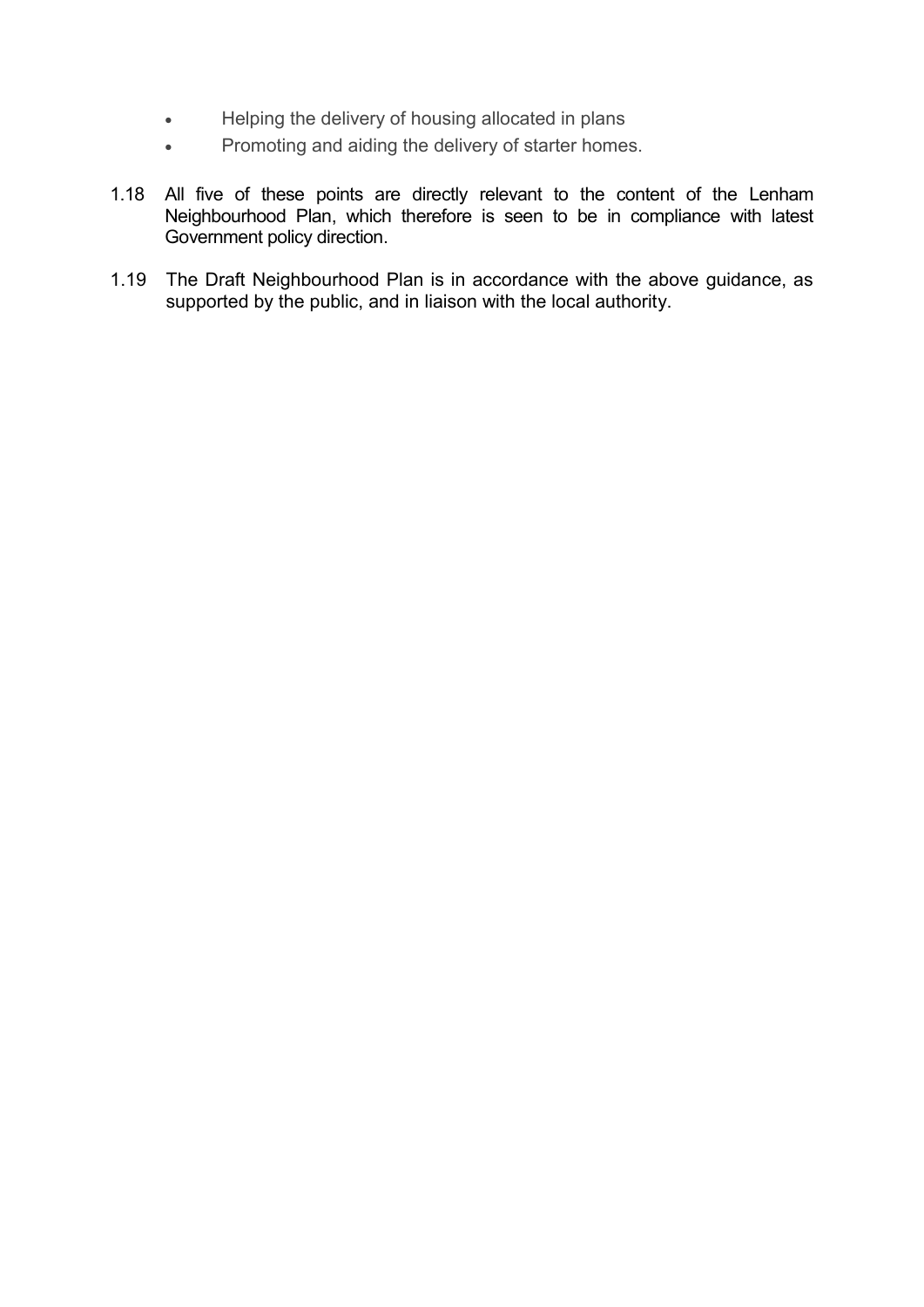- Helping the delivery of housing allocated in plans
- Promoting and aiding the delivery of starter homes.

1.18 All five of these points are directly relevant to the content of the Lenham Neighbourhood Plan, which therefore is seen to be in compliance with latest Government policy direction.

1.19 The Draft Neighbourhood Plan is in accordance with the above guidance, as supported by the public, and in liaison with the local authority.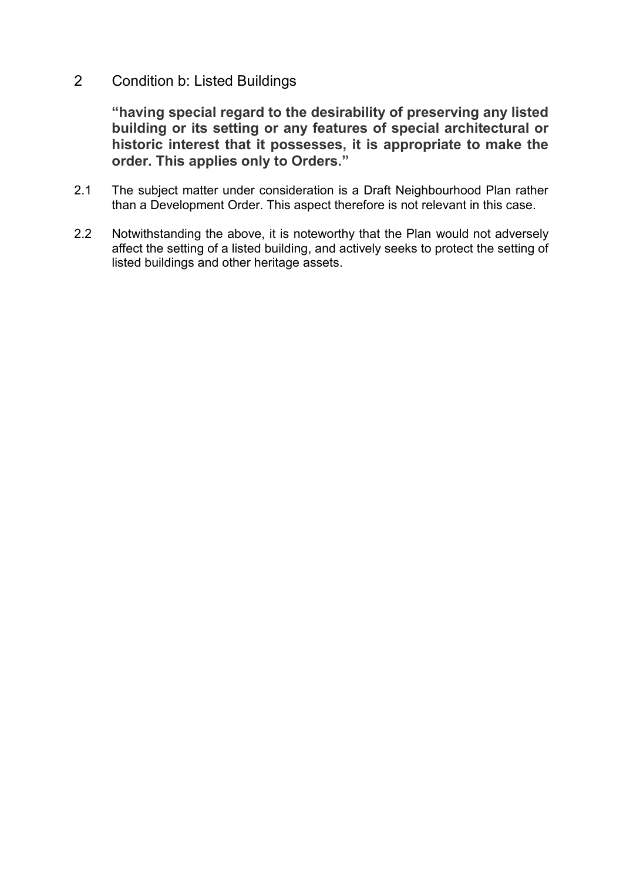## 2 Condition b: Listed Buildings

**"having special regard to the desirability of preserving any listed building or its setting or any features of special architectural or historic interest that it possesses, it is appropriate to make the order. This applies only to Orders."**

2.1 The subject matter under consideration is a Draft Neighbourhood Plan rather than a Development Order. This aspect therefore is not relevant in this case.

2.2 Notwithstanding the above, it is noteworthy that the Plan would not adversely affect the setting of a listed building, and actively seeks to protect the setting of listed buildings and other heritage assets.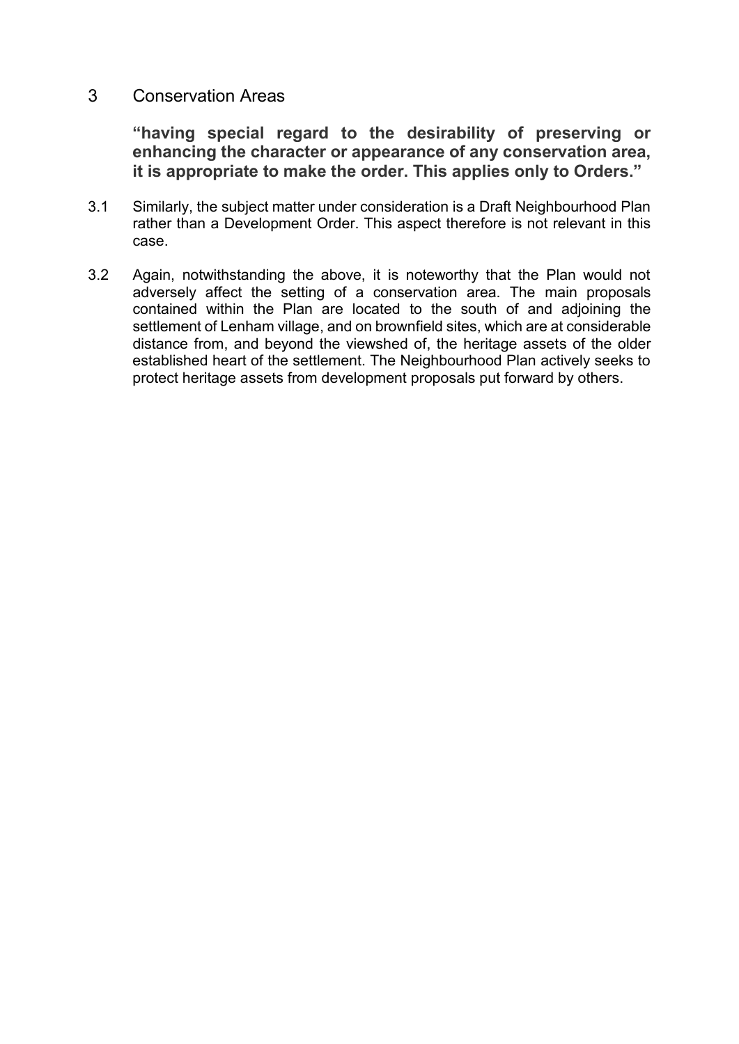## 3 Conservation Areas

**"having special regard to the desirability of preserving or enhancing the character or appearance of any conservation area, it is appropriate to make the order. This applies only to Orders."**

3.1 Similarly, the subject matter under consideration is a Draft Neighbourhood Plan rather than a Development Order. This aspect therefore is not relevant in this case.

3.2 Again, notwithstanding the above, it is noteworthy that the Plan would not adversely affect the setting of a conservation area. The main proposals contained within the Plan are located to the south of and adjoining the settlement of Lenham village, and on brownfield sites, which are at considerable distance from, and beyond the viewshed of, the heritage assets of the older established heart of the settlement. The Neighbourhood Plan actively seeks to protect heritage assets from development proposals put forward by others.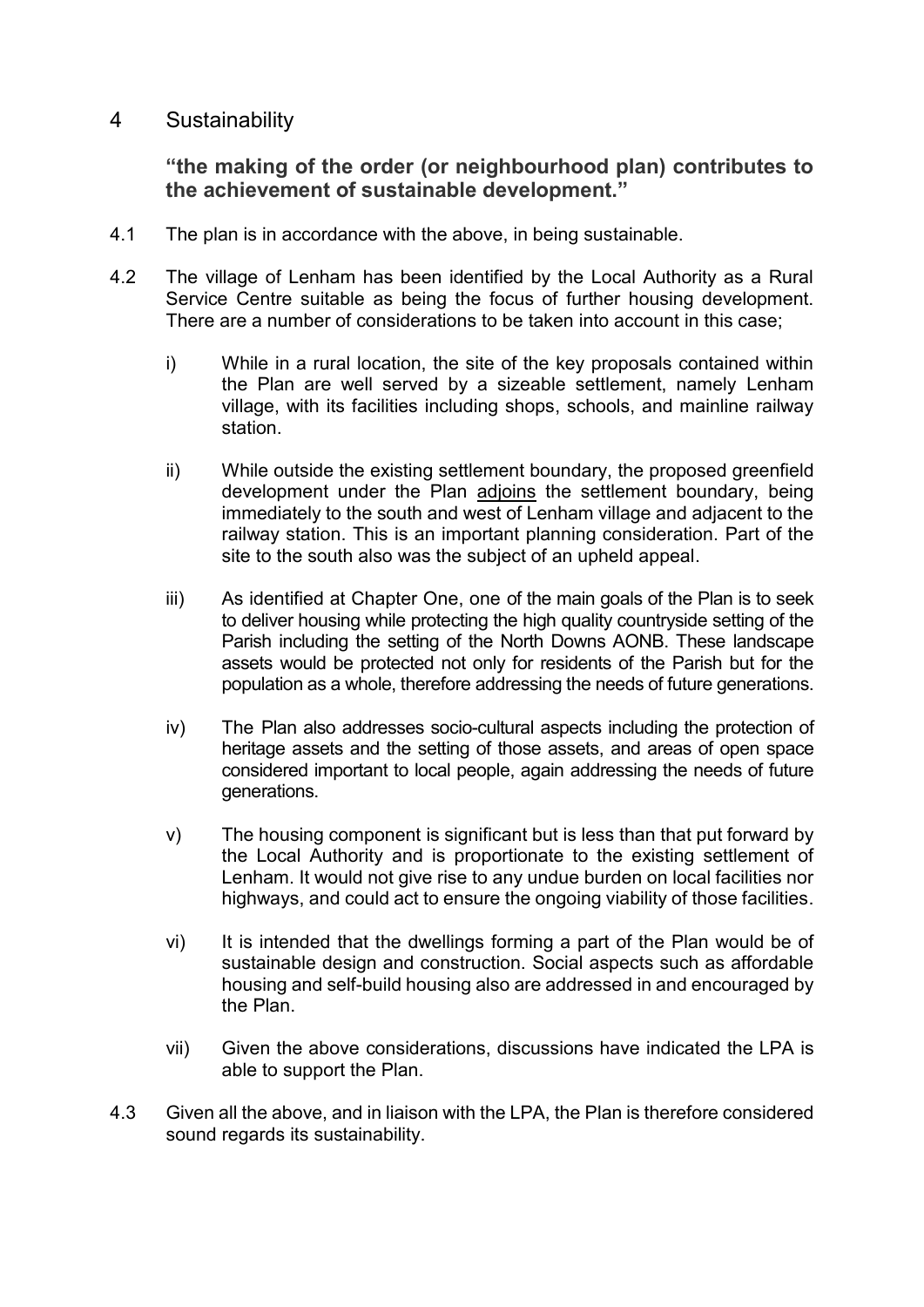# 4 Sustainability

**“the making of the order (or neighbourhood plan) contributes to the achievement of sustainable development.”**

4.1 The plan is in accordance with the above, in being sustainable.

4.2 The village of Lenham has been identified by the Local Authority as a Rural Service Centre suitable as being the focus of further housing development. There are a number of considerations to be taken into account in this case;

i) While in a rural location, the site of the key proposals contained within the Plan are well served by a sizeable settlement, namely Lenham village, with its facilities including shops, schools, and mainline railway station.

ii) While outside the existing settlement boundary, the proposed greenfield development under the Plan adjoins the settlement boundary, being immediately to the south and west of Lenham village and adjacent to the railway station. This is an important planning consideration. Part of the site to the south also was the subject of an upheld appeal.

iii) As identified at Chapter One, one of the main goals of the Plan is to seek to deliver housing while protecting the high quality countryside setting of the Parish including the setting of the North Downs AONB. These landscape assets would be protected not only for residents of the Parish but for the population as a whole, therefore addressing the needs of future generations.

iv) The Plan also addresses socio-cultural aspects including the protection of heritage assets and the setting of those assets, and areas of open space considered important to local people, again addressing the needs of future generations.

v) The housing component is significant but is less than that put forward by the Local Authority and is proportionate to the existing settlement of Lenham. It would not give rise to any undue burden on local facilities nor highways, and could act to ensure the ongoing viability of those facilities.

vi) It is intended that the dwellings forming a part of the Plan would be of sustainable design and construction. Social aspects such as affordable housing and self-build housing also are addressed in and encouraged by the Plan.

vii) Given the above considerations, discussions have indicated the LPA is able to support the Plan.

4.3 Given all the above, and in liaison with the LPA, the Plan is therefore considered sound regards its sustainability.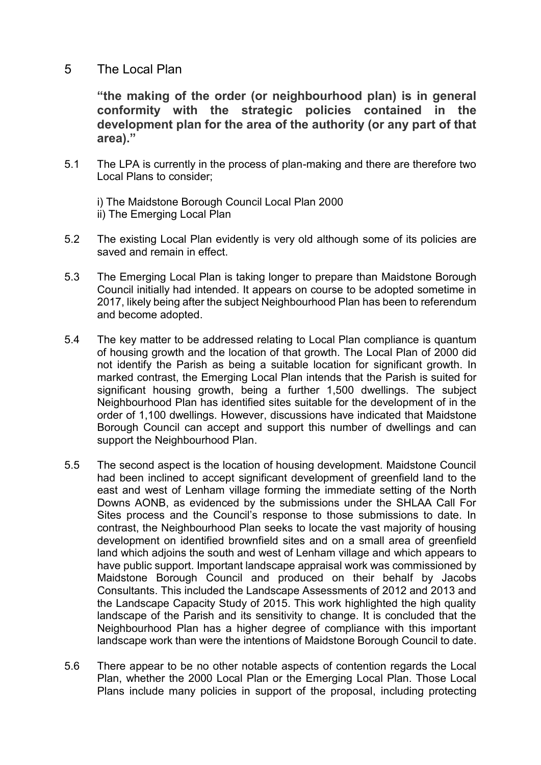## 5 The Local Plan

**"the making of the order (or neighbourhood plan) is in general conformity with the strategic policies contained in the development plan for the area of the authority (or any part of that area)."**

5.1 The LPA is currently in the process of plan-making and there are therefore two Local Plans to consider;

i) The Maidstone Borough Council Local Plan 2000
ii) The Emerging Local Plan

5.2 The existing Local Plan evidently is very old although some of its policies are saved and remain in effect.

5.3 The Emerging Local Plan is taking longer to prepare than Maidstone Borough Council initially had intended. It appears on course to be adopted sometime in 2017, likely being after the subject Neighbourhood Plan has been to referendum and become adopted.

5.4 The key matter to be addressed relating to Local Plan compliance is quantum of housing growth and the location of that growth. The Local Plan of 2000 did not identify the Parish as being a suitable location for significant growth. In marked contrast, the Emerging Local Plan intends that the Parish is suited for significant housing growth, being a further 1,500 dwellings. The subject Neighbourhood Plan has identified sites suitable for the development of in the order of 1,100 dwellings. However, discussions have indicated that Maidstone Borough Council can accept and support this number of dwellings and can support the Neighbourhood Plan.

5.5 The second aspect is the location of housing development. Maidstone Council had been inclined to accept significant development of greenfield land to the east and west of Lenham village forming the immediate setting of the North Downs AONB, as evidenced by the submissions under the SHLAA Call For Sites process and the Council's response to those submissions to date. In contrast, the Neighbourhood Plan seeks to locate the vast majority of housing development on identified brownfield sites and on a small area of greenfield land which adjoins the south and west of Lenham village and which appears to have public support. Important landscape appraisal work was commissioned by Maidstone Borough Council and produced on their behalf by Jacobs Consultants. This included the Landscape Assessments of 2012 and 2013 and the Landscape Capacity Study of 2015. This work highlighted the high quality landscape of the Parish and its sensitivity to change. It is concluded that the Neighbourhood Plan has a higher degree of compliance with this important landscape work than were the intentions of Maidstone Borough Council to date.

5.6 There appear to be no other notable aspects of contention regards the Local Plan, whether the 2000 Local Plan or the Emerging Local Plan. Those Local Plans include many policies in support of the proposal, including protecting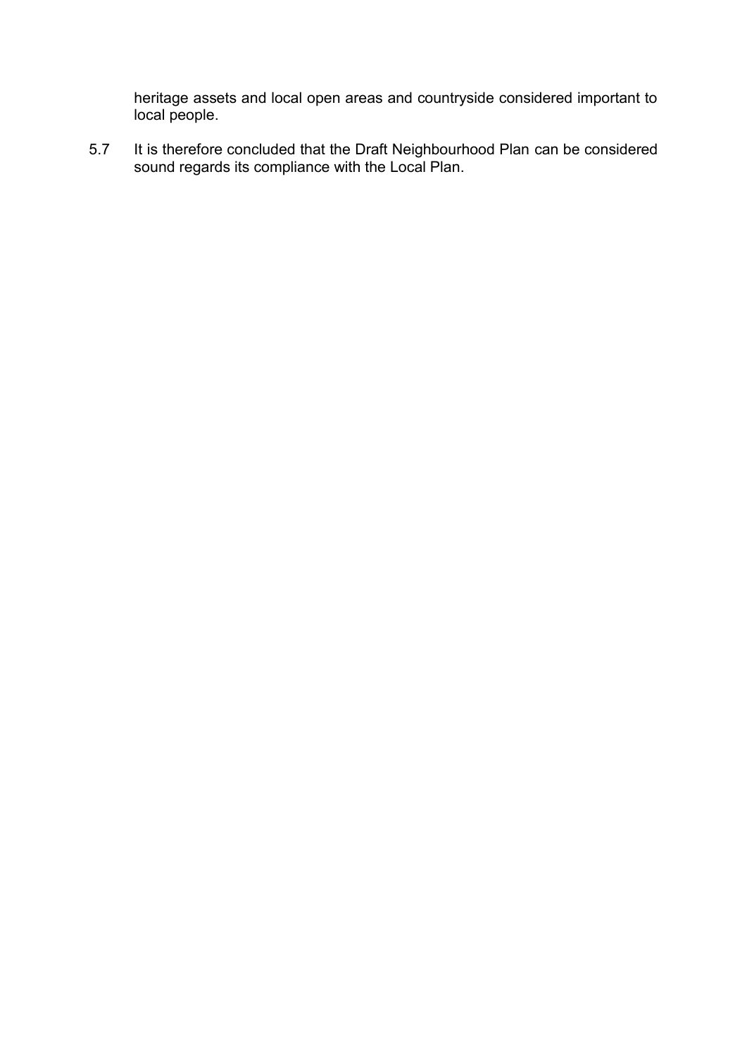heritage assets and local open areas and countryside considered important to local people.

5.7 It is therefore concluded that the Draft Neighbourhood Plan can be considered sound regards its compliance with the Local Plan.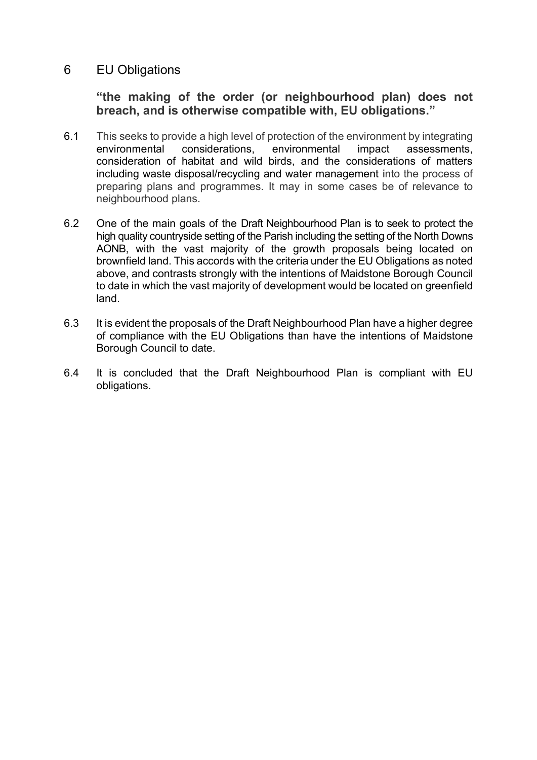## 6 EU Obligations

**"the making of the order (or neighbourhood plan) does not breach, and is otherwise compatible with, EU obligations."**

6.1 This seeks to provide a high level of protection of the environment by integrating environmental considerations, environmental impact assessments, consideration of habitat and wild birds, and the considerations of matters including waste disposal/recycling and water management into the process of preparing plans and programmes. It may in some cases be of relevance to neighbourhood plans.

6.2 One of the main goals of the Draft Neighbourhood Plan is to seek to protect the high quality countryside setting of the Parish including the setting of the North Downs AONB, with the vast majority of the growth proposals being located on brownfield land. This accords with the criteria under the EU Obligations as noted above, and contrasts strongly with the intentions of Maidstone Borough Council to date in which the vast majority of development would be located on greenfield land.

6.3 It is evident the proposals of the Draft Neighbourhood Plan have a higher degree of compliance with the EU Obligations than have the intentions of Maidstone Borough Council to date.

6.4 It is concluded that the Draft Neighbourhood Plan is compliant with EU obligations.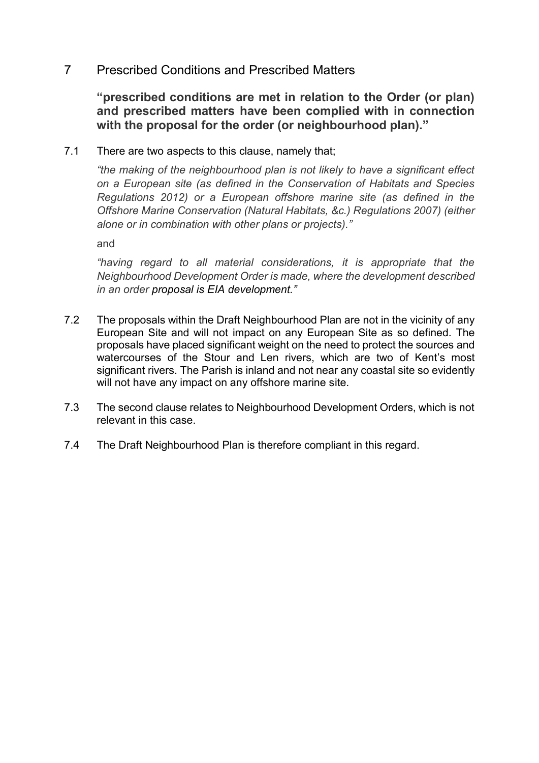## 7 Prescribed Conditions and Prescribed Matters

**"prescribed conditions are met in relation to the Order (or plan) and prescribed matters have been complied with in connection with the proposal for the order (or neighbourhood plan)."**

7.1 There are two aspects to this clause, namely that;

*"the making of the neighbourhood plan is not likely to have a significant effect on a European site (as defined in the Conservation of Habitats and Species Regulations 2012) or a European offshore marine site (as defined in the Offshore Marine Conservation (Natural Habitats, &c.) Regulations 2007) (either alone or in combination with other plans or projects)."*

and

*"having regard to all material considerations, it is appropriate that the Neighbourhood Development Order is made, where the development described in an order proposal is EIA development."*

7.2 The proposals within the Draft Neighbourhood Plan are not in the vicinity of any European Site and will not impact on any European Site as so defined. The proposals have placed significant weight on the need to protect the sources and watercourses of the Stour and Len rivers, which are two of Kent's most significant rivers. The Parish is inland and not near any coastal site so evidently will not have any impact on any offshore marine site.

7.3 The second clause relates to Neighbourhood Development Orders, which is not relevant in this case.

7.4 The Draft Neighbourhood Plan is therefore compliant in this regard.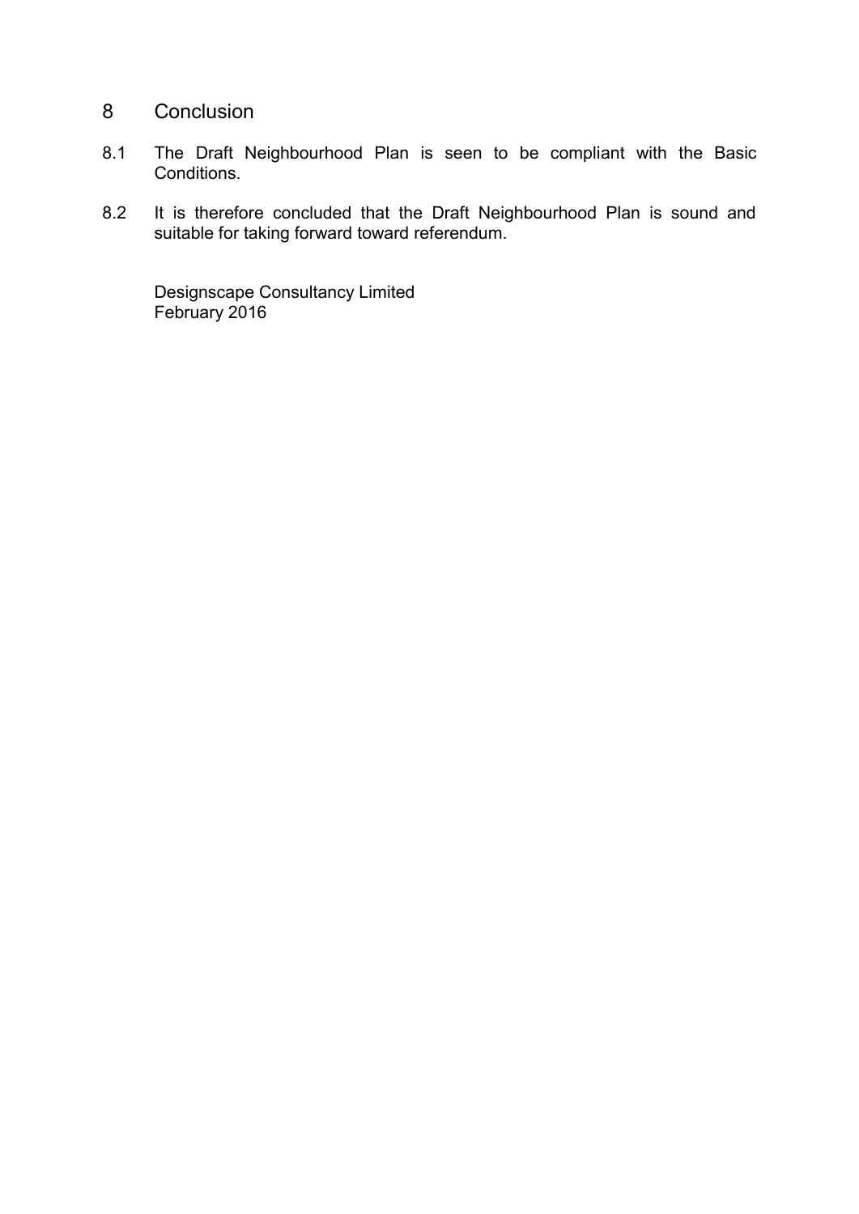## 8 Conclusion

8.1 The Draft Neighbourhood Plan is seen to be compliant with the Basic Conditions.

8.2 It is therefore concluded that the Draft Neighbourhood Plan is sound and suitable for taking forward toward referendum.

Designscape Consultancy Limited
February 2016